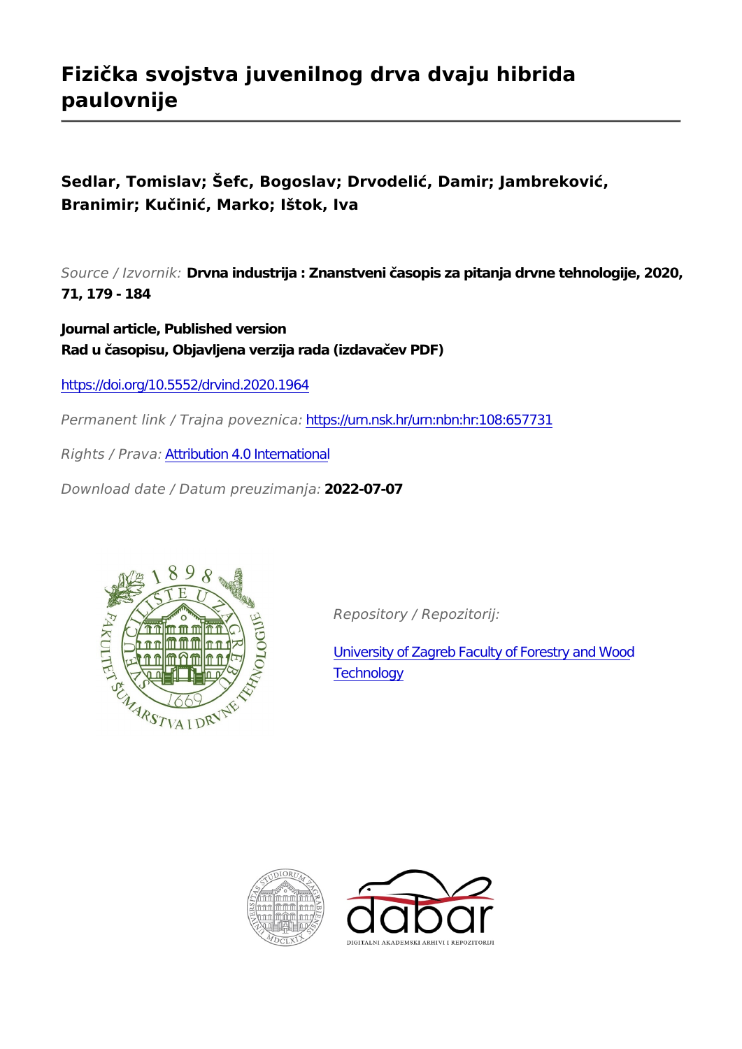# Fizička svojstva juvenilnog drva dvaju hibrida paulovnije

**Sedlar, Tomislav; Šefc, Bogoslav; Drvodelić, Damir; Jambreković, Branimir; Kučinić, Marko; Ištok, Iva**

*Source / Izvornik:* **Drvna industrija : Znanstveni časopis za pitanja drvne tehnologije, 2020, 71, 179 - 184**

**Journal article, Published version**
**Rad u časopisu, Objavljena verzija rada (izdavačev PDF)**

https://doi.org/10.5552/drvind.2020.1964

*Permanent link / Trajna poveznica:* https://urn.nsk.hr/urn:nbn:hr:108:657731

*Rights / Prava:* Attribution 4.0 International

*Download date / Datum preuzimanja:* **2022-07-07**

*Repository / Repozitorij:*

University of Zagreb Faculty of Forestry and Wood Technology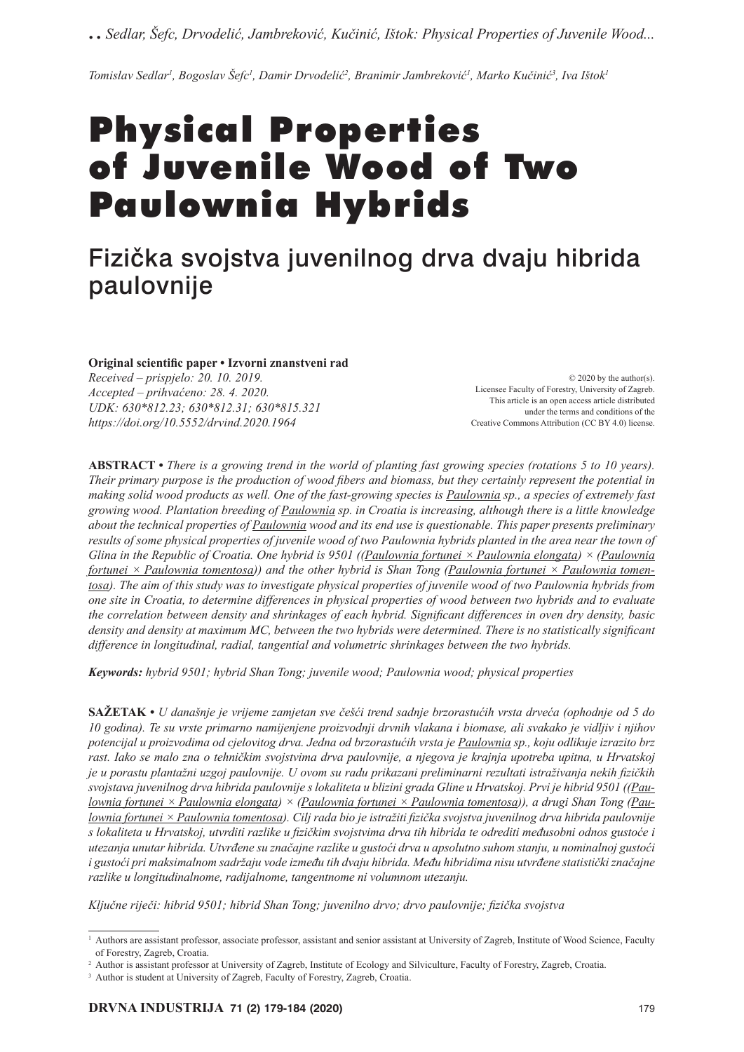Tomislav Sedlar[1], Bogoslav Šefc[1], Damir Drvodelić[2], Branimir Jambreković[1], Marko Kučinić[3], Iva Ištok[1]

# Physical Properties of Juvenile Wood of Two Paulownia Hybrids

## Fizička svojstva juvenilnog drva dvaju hibrida paulovnije

**Original scientific paper • Izvorni znanstveni rad**

*Received – prispjelo: 20. 10. 2019.*
*Accepted – prihvaćeno: 28. 4. 2020.*
*UDK: 630\*812.23; 630\*812.31; 630\*815.321*
*https://doi.org/10.5552/drvind.2020.1964*

© 2020 by the author(s).
Licensee Faculty of Forestry, University of Zagreb.
This article is an open access article distributed under the terms and conditions of the Creative Commons Attribution (CC BY 4.0) license.

**ABSTRACT •** *There is a growing trend in the world of planting fast growing species (rotations 5 to 10 years). Their primary purpose is the production of wood fibers and biomass, but they certainly represent the potential in making solid wood products as well. One of the fast-growing species is Paulownia sp., a species of extremely fast growing wood. Plantation breeding of Paulownia sp. in Croatia is increasing, although there is a little knowledge about the technical properties of Paulownia wood and its end use is questionable. This paper presents preliminary results of some physical properties of juvenile wood of two Paulownia hybrids planted in the area near the town of Glina in the Republic of Croatia. One hybrid is 9501 ((Paulownia fortunei × Paulownia elongata) × (Paulownia fortunei × Paulownia tomentosa)) and the other hybrid is Shan Tong (Paulownia fortunei × Paulownia tomentosa). The aim of this study was to investigate physical properties of juvenile wood of two Paulownia hybrids from one site in Croatia, to determine differences in physical properties of wood between two hybrids and to evaluate the correlation between density and shrinkages of each hybrid. Significant differences in oven dry density, basic density and density at maximum MC, between the two hybrids were determined. There is no statistically significant difference in longitudinal, radial, tangential and volumetric shrinkages between the two hybrids.*

***Keywords:*** *hybrid 9501; hybrid Shan Tong; juvenile wood; Paulownia wood; physical properties*

**SAŽETAK •** *U današnje je vrijeme zamjetan sve češći trend sadnje brzorastućih vrsta drveća (ophodnje od 5 do 10 godina). Te su vrste primarno namijenjene proizvodnji drvnih vlakana i biomase, ali svakako je vidljiv i njihov potencijal u proizvodima od cjelovitog drva. Jedna od brzorastućih vrsta je Paulownia sp., koju odlikuje izrazito brz rast. Iako se malo zna o tehničkim svojstvima drva paulovnije, a njegova je krajnja upotreba upitna, u Hrvatskoj je u porastu plantažni uzgoj paulovnije. U ovom su radu prikazani preliminarni rezultati istraživanja nekih fizičkih svojstava juvenilnog drva hibrida paulovnije s lokaliteta u blizini grada Gline u Hrvatskoj. Prvi je hibrid 9501 ((Paulownia fortunei × Paulownia elongata) × (Paulownia fortunei × Paulownia tomentosa)), a drugi Shan Tong (Paulownia fortunei × Paulownia tomentosa). Cilj rada bio je istražiti fizička svojstva juvenilnog drva hibrida paulovnije s lokaliteta u Hrvatskoj, utvrditi razlike u fizičkim svojstvima drva tih hibrida te odrediti međusobni odnos gustoće i utezanja unutar hibrida. Utvrđene su značajne razlike u gustoći drva u apsolutno suhom stanju, u nominalnoj gustoći i gustoći pri maksimalnom sadržaju vode između tih dvaju hibrida. Među hibridima nisu utvrđene statistički značajne razlike u longitudinalnome, radijalnome, tangentnome ni volumnom utezanju.*

***Ključne riječi:*** *hibrid 9501; hibrid Shan Tong; juvenilno drvo; drvo paulovnije; fizička svojstva*

---

[1] Authors are assistant professor, associate professor, assistant and senior assistant at University of Zagreb, Institute of Wood Science, Faculty of Forestry, Zagreb, Croatia.

[2] Author is assistant professor at University of Zagreb, Institute of Ecology and Silviculture, Faculty of Forestry, Zagreb, Croatia.

[3] Author is student at University of Zagreb, Faculty of Forestry, Zagreb, Croatia.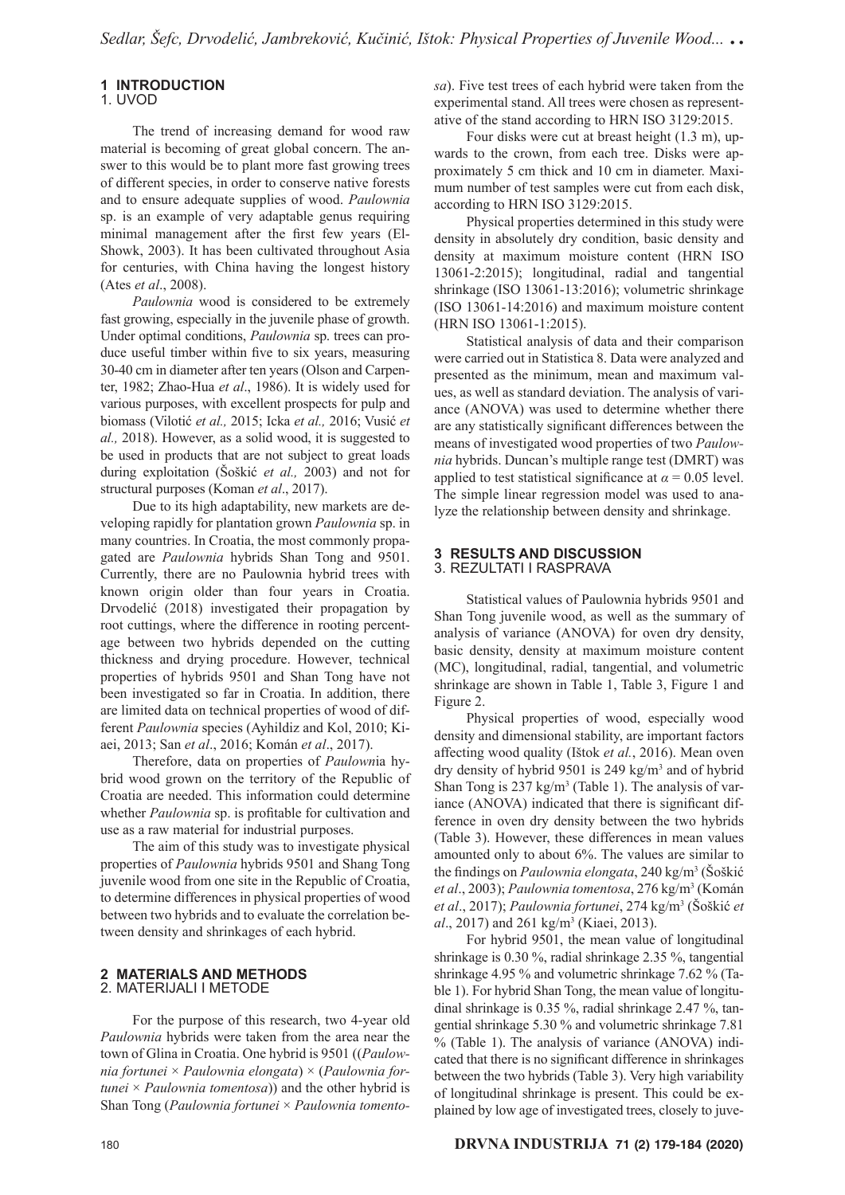## 1 INTRODUCTION
1. UVOD

The trend of increasing demand for wood raw material is becoming of great global concern. The answer to this would be to plant more fast growing trees of different species, in order to conserve native forests and to ensure adequate supplies of wood. *Paulownia* sp. is an example of very adaptable genus requiring minimal management after the first few years (El-Showk, 2003). It has been cultivated throughout Asia for centuries, with China having the longest history (Ates *et al*., 2008).

*Paulownia* wood is considered to be extremely fast growing, especially in the juvenile phase of growth. Under optimal conditions, *Paulownia* sp. trees can produce useful timber within five to six years, measuring 30-40 cm in diameter after ten years (Olson and Carpenter, 1982; Zhao-Hua *et al*., 1986). It is widely used for various purposes, with excellent prospects for pulp and biomass (Vilotić *et al.,* 2015; Icka *et al.,* 2016; Vusić *et al.,* 2018). However, as a solid wood, it is suggested to be used in products that are not subject to great loads during exploitation (Šoškić *et al.,* 2003) and not for structural purposes (Koman *et al*., 2017).

Due to its high adaptability, new markets are developing rapidly for plantation grown *Paulownia* sp. in many countries. In Croatia, the most commonly propagated are *Paulownia* hybrids Shan Tong and 9501. Currently, there are no Paulownia hybrid trees with known origin older than four years in Croatia. Drvodelić (2018) investigated their propagation by root cuttings, where the difference in rooting percentage between two hybrids depended on the cutting thickness and drying procedure. However, technical properties of hybrids 9501 and Shan Tong have not been investigated so far in Croatia. In addition, there are limited data on technical properties of wood of different *Paulownia* species (Ayhildiz and Kol, 2010; Kiaei, 2013; San *et al*., 2016; Komán *et al*., 2017).

Therefore, data on properties of *Paulown*ia hybrid wood grown on the territory of the Republic of Croatia are needed. This information could determine whether *Paulownia* sp. is profitable for cultivation and use as a raw material for industrial purposes.

The aim of this study was to investigate physical properties of *Paulownia* hybrids 9501 and Shang Tong juvenile wood from one site in the Republic of Croatia, to determine differences in physical properties of wood between two hybrids and to evaluate the correlation between density and shrinkages of each hybrid.

## 2 MATERIALS AND METHODS
2. MATERIJALI I METODE

For the purpose of this research, two 4-year old *Paulownia* hybrids were taken from the area near the town of Glina in Croatia. One hybrid is 9501 ((*Paulownia fortunei* × *Paulownia elongata*) × (*Paulownia fortunei* × *Paulownia tomentosa*)) and the other hybrid is Shan Tong (*Paulownia fortunei* × *Paulownia tomentosa*). Five test trees of each hybrid were taken from the experimental stand. All trees were chosen as representative of the stand according to HRN ISO 3129:2015.

Four disks were cut at breast height (1.3 m), upwards to the crown, from each tree. Disks were approximately 5 cm thick and 10 cm in diameter. Maximum number of test samples were cut from each disk, according to HRN ISO 3129:2015.

Physical properties determined in this study were density in absolutely dry condition, basic density and density at maximum moisture content (HRN ISO 13061-2:2015); longitudinal, radial and tangential shrinkage (ISO 13061-13:2016); volumetric shrinkage (ISO 13061-14:2016) and maximum moisture content (HRN ISO 13061-1:2015).

Statistical analysis of data and their comparison were carried out in Statistica 8. Data were analyzed and presented as the minimum, mean and maximum values, as well as standard deviation. The analysis of variance (ANOVA) was used to determine whether there are any statistically significant differences between the means of investigated wood properties of two *Paulownia* hybrids. Duncan's multiple range test (DMRT) was applied to test statistical significance at $\alpha = 0.05$ level. The simple linear regression model was used to analyze the relationship between density and shrinkage.

## 3 RESULTS AND DISCUSSION
3. REZULTATI I RASPRAVA

Statistical values of Paulownia hybrids 9501 and Shan Tong juvenile wood, as well as the summary of analysis of variance (ANOVA) for oven dry density, basic density, density at maximum moisture content (MC), longitudinal, radial, tangential, and volumetric shrinkage are shown in Table 1, Table 3, Figure 1 and Figure 2.

Physical properties of wood, especially wood density and dimensional stability, are important factors affecting wood quality (Ištok *et al.*, 2016). Mean oven dry density of hybrid 9501 is 249 kg/m$^3$ and of hybrid Shan Tong is 237 kg/m$^3$ (Table 1). The analysis of variance (ANOVA) indicated that there is significant difference in oven dry density between the two hybrids (Table 3). However, these differences in mean values amounted only to about 6%. The values are similar to the findings on *Paulownia elongata*, 240 kg/m$^3$ (Šoškić *et al*., 2003); *Paulownia tomentosa*, 276 kg/m$^3$ (Komán *et al*., 2017); *Paulownia fortunei*, 274 kg/m$^3$ (Šoškić *et al*., 2017) and 261 kg/m$^3$ (Kiaei, 2013).

For hybrid 9501, the mean value of longitudinal shrinkage is 0.30 %, radial shrinkage 2.35 %, tangential shrinkage 4.95 % and volumetric shrinkage 7.62 % (Table 1). For hybrid Shan Tong, the mean value of longitudinal shrinkage is 0.35 %, radial shrinkage 2.47 %, tangential shrinkage 5.30 % and volumetric shrinkage 7.81 % (Table 1). The analysis of variance (ANOVA) indicated that there is no significant difference in shrinkages between the two hybrids (Table 3). Very high variability of longitudinal shrinkage is present. This could be explained by low age of investigated trees, closely to juve-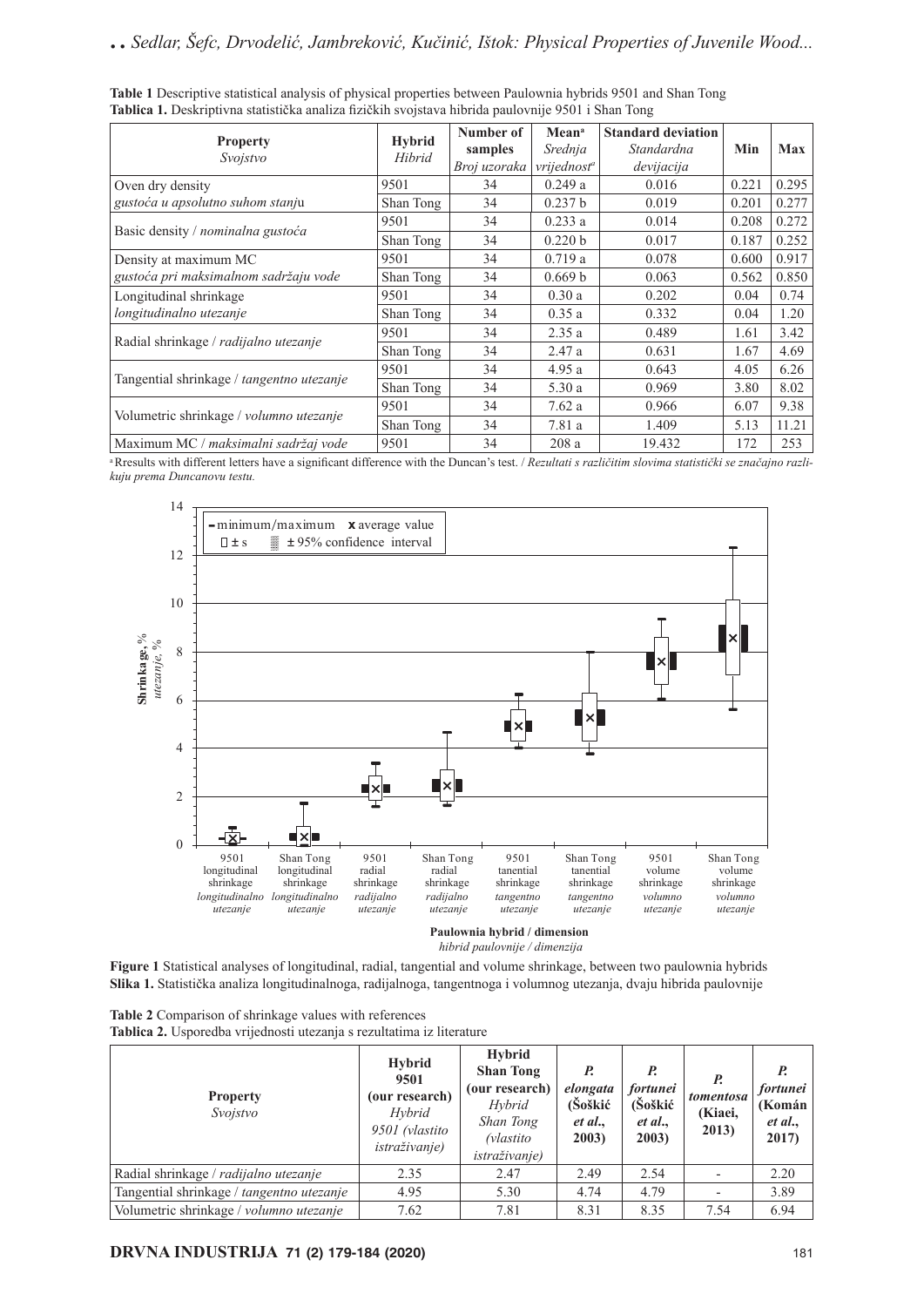**Table 1** Descriptive statistical analysis of physical properties between Paulownia hybrids 9501 and Shan Tong
**Tablica 1.** Deskriptivna statistička analiza fizičkih svojstava hibrida paulovnije 9501 i Shan Tong

| **Property** *Svojstvo* | **Hybrid** *Hibrid* | **Number of samples** *Broj uzoraka* | **Mean**[a] *Srednja vrijednost*[a] | **Standard deviation** *Standardna devijacija* | **Min** | **Max** |
|---|---|---|---|---|---|---|
| Oven dry density *gustoća u apsolutno suhom stanju* | 9501 | 34 | 0.249 a | 0.016 | 0.221 | 0.295 |
| | Shan Tong | 34 | 0.237 b | 0.019 | 0.201 | 0.277 |
| Basic density / *nominalna gustoća* | 9501 | 34 | 0.233 a | 0.014 | 0.208 | 0.272 |
| | Shan Tong | 34 | 0.220 b | 0.017 | 0.187 | 0.252 |
| Density at maximum MC *gustoća pri maksimalnom sadržaju vode* | 9501 | 34 | 0.719 a | 0.078 | 0.600 | 0.917 |
| | Shan Tong | 34 | 0.669 b | 0.063 | 0.562 | 0.850 |
| Longitudinal shrinkage *longitudinalno utezanje* | 9501 | 34 | 0.30 a | 0.202 | 0.04 | 0.74 |
| | Shan Tong | 34 | 0.35 a | 0.332 | 0.04 | 1.20 |
| Radial shrinkage / *radijalno utezanje* | 9501 | 34 | 2.35 a | 0.489 | 1.61 | 3.42 |
| | Shan Tong | 34 | 2.47 a | 0.631 | 1.67 | 4.69 |
| Tangential shrinkage / *tangentno utezanje* | 9501 | 34 | 4.95 a | 0.643 | 4.05 | 6.26 |
| | Shan Tong | 34 | 5.30 a | 0.969 | 3.80 | 8.02 |
| Volumetric shrinkage / *volumno utezanje* | 9501 | 34 | 7.62 a | 0.966 | 6.07 | 9.38 |
| | Shan Tong | 34 | 7.81 a | 1.409 | 5.13 | 11.21 |
| Maximum MC / *maksimalni sadržaj vode* | 9501 | 34 | 208 a | 19.432 | 172 | 253 |

[a] Rresults with different letters have a significant difference with the Duncan's test. / *Rezultati s različitim slovima statistički se značajno razlikuju prema Duncanovu testu.*

**Figure 1** Statistical analyses of longitudinal, radial, tangential and volume shrinkage, between two paulownia hybrids
**Slika 1.** Statistička analiza longitudinalnoga, radijalnoga, tangentnoga i volumnog utezanja, dvaju hibrida paulovnije

**Table 2** Comparison of shrinkage values with references
**Tablica 2.** Usporedba vrijednosti utezanja s rezultatima iz literature

| **Property** *Svojstvo* | **Hybrid 9501 (our research)** *Hybrid 9501 (vlastito istraživanje)* | **Hybrid Shan Tong (our research)** *Hybrid Shan Tong (vlastito istraživanje)* | ***P. elongata* (Šoškić *et al.*, 2003)** | ***P. fortunei* (Šoškić *et al.*, 2003)** | ***P. tomentosa* (Kiaei, 2013)** | ***P. fortunei* (Komán *et al.*, 2017)** |
|---|---|---|---|---|---|---|
| Radial shrinkage / *radijalno utezanje* | 2.35 | 2.47 | 2.49 | 2.54 | - | 2.20 |
| Tangential shrinkage / *tangentno utezanje* | 4.95 | 5.30 | 4.74 | 4.79 | - | 3.89 |
| Volumetric shrinkage / *volumno utezanje* | 7.62 | 7.81 | 8.31 | 8.35 | 7.54 | 6.94 |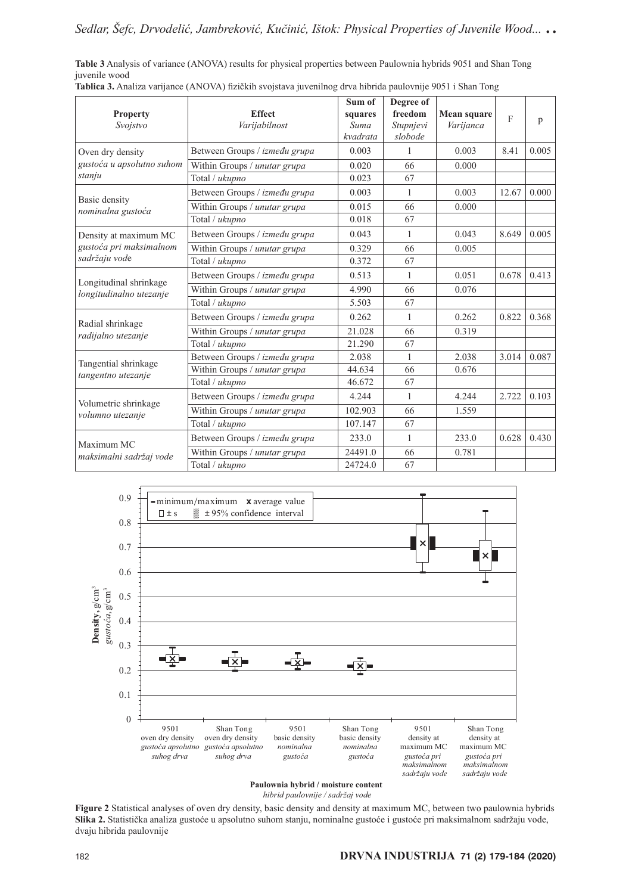**Table 3** Analysis of variance (ANOVA) results for physical properties between Paulownia hybrids 9051 and Shan Tong juvenile wood

**Tablica 3.** Analiza varijance (ANOVA) fizičkih svojstava juvenilnog drva hibrida paulovnije 9051 i Shan Tong

| Property *Svojstvo* | Effect *Varijabilnost* | Sum of squares *Suma kvadrata* | Degree of freedom *Stupnjevi slobode* | Mean square *Varijanca* | F | p |
|---|---|---|---|---|---|---|
| Oven dry density *gustoća u apsolutno suhom stanju* | Between Groups / *između grupa* | 0.003 | 1 | 0.003 | 8.41 | 0.005 |
| | Within Groups / *unutar grupa* | 0.020 | 66 | 0.000 | | |
| | Total / *ukupno* | 0.023 | 67 | | | |
| Basic density *nominalna gustoća* | Between Groups / *između grupa* | 0.003 | 1 | 0.003 | 12.67 | 0.000 |
| | Within Groups / *unutar grupa* | 0.015 | 66 | 0.000 | | |
| | Total / *ukupno* | 0.018 | 67 | | | |
| Density at maximum MC *gustoća pri maksimalnom sadržaju vode* | Between Groups / *između grupa* | 0.043 | 1 | 0.043 | 8.649 | 0.005 |
| | Within Groups / *unutar grupa* | 0.329 | 66 | 0.005 | | |
| | Total / *ukupno* | 0.372 | 67 | | | |
| Longitudinal shrinkage *longitudinalno utezanje* | Between Groups / *između grupa* | 0.513 | 1 | 0.051 | 0.678 | 0.413 |
| | Within Groups / *unutar grupa* | 4.990 | 66 | 0.076 | | |
| | Total / *ukupno* | 5.503 | 67 | | | |
| Radial shrinkage *radijalno utezanje* | Between Groups / *između grupa* | 0.262 | 1 | 0.262 | 0.822 | 0.368 |
| | Within Groups / *unutar grupa* | 21.028 | 66 | 0.319 | | |
| | Total / *ukupno* | 21.290 | 67 | | | |
| Tangential shrinkage *tangentno utezanje* | Between Groups / *između grupa* | 2.038 | 1 | 2.038 | 3.014 | 0.087 |
| | Within Groups / *unutar grupa* | 44.634 | 66 | 0.676 | | |
| | Total / *ukupno* | 46.672 | 67 | | | |
| Volumetric shrinkage *volumno utezanje* | Between Groups / *između grupa* | 4.244 | 1 | 4.244 | 2.722 | 0.103 |
| | Within Groups / *unutar grupa* | 102.903 | 66 | 1.559 | | |
| | Total / *ukupno* | 107.147 | 67 | | | |
| Maximum MC *maksimalni sadržaj vode* | Between Groups / *između grupa* | 233.0 | 1 | 233.0 | 0.628 | 0.430 |
| | Within Groups / *unutar grupa* | 24491.0 | 66 | 0.781 | | |
| | Total / *ukupno* | 24724.0 | 67 | | | |

**Figure 2** Statistical analyses of oven dry density, basic density and density at maximum MC, between two paulownia hybrids

**Slika 2.** Statistička analiza gustoće u apsolutno suhom stanju, nominalne gustoće i gustoće pri maksimalnom sadržaju vode, dvaju hibrida paulovnije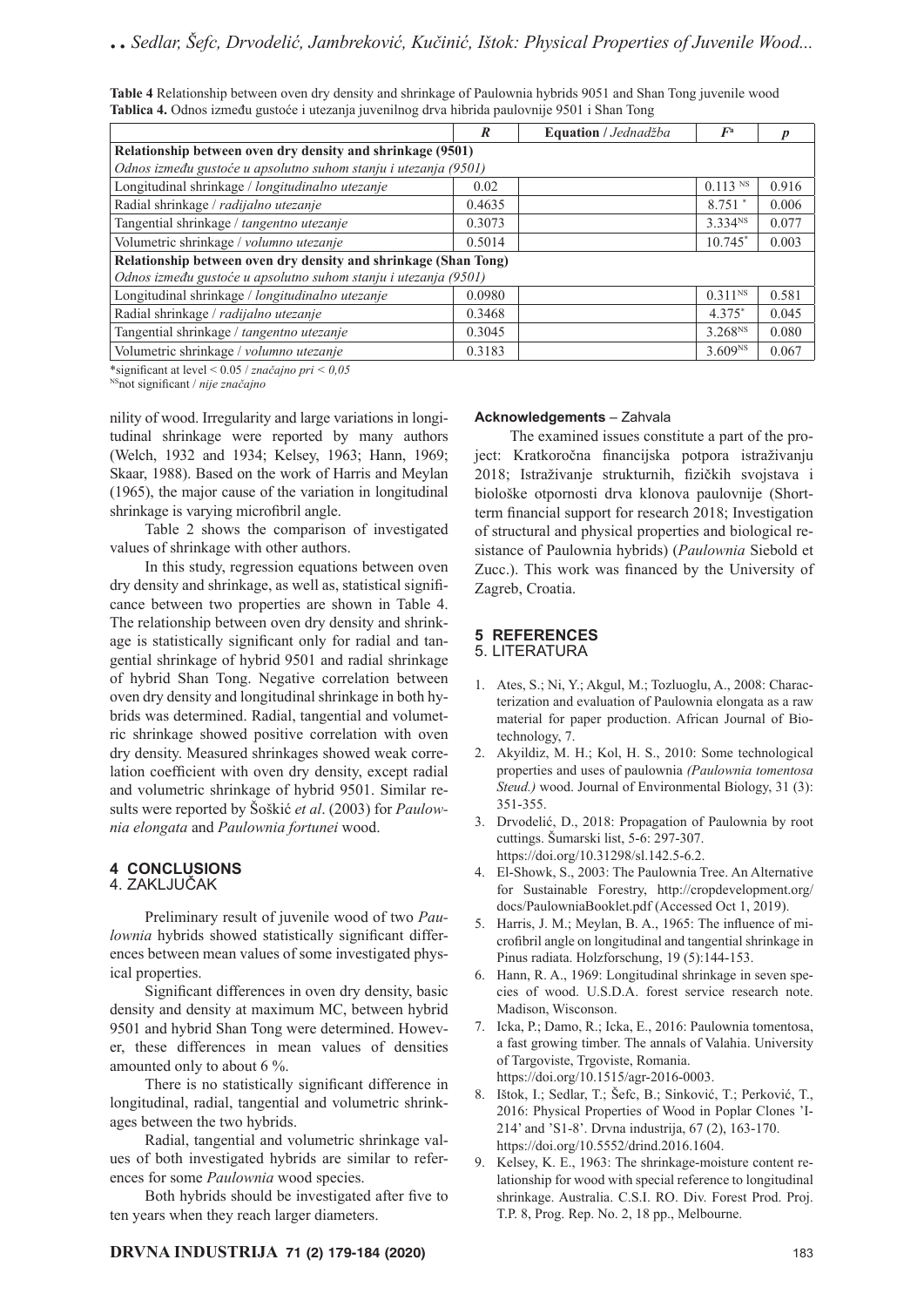**Table 4** Relationship between oven dry density and shrinkage of Paulownia hybrids 9051 and Shan Tong juvenile wood
**Tablica 4.** Odnos između gustoće i utezanja juvenilnog drva hibrida paulovnije 9501 i Shan Tong

| | *R* | **Equation** / *Jednadžba* | $F^a$ | *p* |
|---|---|---|---|---|
| **Relationship between oven dry density and shrinkage (9501)** *Odnos između gustoće u apsolutno suhom stanju i utezanja (9501)* | | | | |
| Longitudinal shrinkage / *longitudinalno utezanje* | 0.02 | | $0.113^{NS}$ | 0.916 |
| Radial shrinkage / *radijalno utezanje* | 0.4635 | | $8.751^{*}$ | 0.006 |
| Tangential shrinkage / *tangentno utezanje* | 0.3073 | | $3.334^{NS}$ | 0.077 |
| Volumetric shrinkage / *volumno utezanje* | 0.5014 | | $10.745^{*}$ | 0.003 |
| **Relationship between oven dry density and shrinkage (Shan Tong)** *Odnos između gustoće u apsolutno suhom stanju i utezanja (9501)* | | | | |
| Longitudinal shrinkage / *longitudinalno utezanje* | 0.0980 | | $0.311^{NS}$ | 0.581 |
| Radial shrinkage / *radijalno utezanje* | 0.3468 | | $4.375^{*}$ | 0.045 |
| Tangential shrinkage / *tangentno utezanje* | 0.3045 | | $3.268^{NS}$ | 0.080 |
| Volumetric shrinkage / *volumno utezanje* | 0.3183 | | $3.609^{NS}$ | 0.067 |

*significant at level < 0.05 / *značajno pri < 0,05*
NSnot significant / *nije značajno*

nility of wood. Irregularity and large variations in longitudinal shrinkage were reported by many authors (Welch, 1932 and 1934; Kelsey, 1963; Hann, 1969; Skaar, 1988). Based on the work of Harris and Meylan (1965), the major cause of the variation in longitudinal shrinkage is varying microfibril angle.

Table 2 shows the comparison of investigated values of shrinkage with other authors.

In this study, regression equations between oven dry density and shrinkage, as well as, statistical significance between two properties are shown in Table 4. The relationship between oven dry density and shrinkage is statistically significant only for radial and tangential shrinkage of hybrid 9501 and radial shrinkage of hybrid Shan Tong. Negative correlation between oven dry density and longitudinal shrinkage in both hybrids was determined. Radial, tangential and volumetric shrinkage showed positive correlation with oven dry density. Measured shrinkages showed weak correlation coefficient with oven dry density, except radial and volumetric shrinkage of hybrid 9501. Similar results were reported by Šoškić *et al*. (2003) for *Paulownia elongata* and *Paulownia fortunei* wood.

## 4 CONCLUSIONS
## 4. ZAKLJUČAK

Preliminary result of juvenile wood of two *Paulownia* hybrids showed statistically significant differences between mean values of some investigated physical properties.

Significant differences in oven dry density, basic density and density at maximum MC, between hybrid 9501 and hybrid Shan Tong were determined. However, these differences in mean values of densities amounted only to about 6 %.

There is no statistically significant difference in longitudinal, radial, tangential and volumetric shrinkages between the two hybrids.

Radial, tangential and volumetric shrinkage values of both investigated hybrids are similar to references for some *Paulownia* wood species.

Both hybrids should be investigated after five to ten years when they reach larger diameters.

**Acknowledgements** – Zahvala

The examined issues constitute a part of the project: Kratkoročna financijska potpora istraživanju 2018; Istraživanje strukturnih, fizičkih svojstava i biološke otpornosti drva klonova paulovnije (Short-term financial support for research 2018; Investigation of structural and physical properties and biological resistance of Paulownia hybrids) (*Paulownia* Siebold et Zucc.). This work was financed by the University of Zagreb, Croatia.

## 5 REFERENCES
## 5. LITERATURA

1. Ates, S.; Ni, Y.; Akgul, M.; Tozluoglu, A., 2008: Characterization and evaluation of Paulownia elongata as a raw material for paper production. African Journal of Biotechnology, 7.
2. Akyildiz, M. H.; Kol, H. S., 2010: Some technological properties and uses of paulownia *(Paulownia tomentosa Steud.)* wood. Journal of Environmental Biology, 31 (3): 351-355.
3. Drvodelić, D., 2018: Propagation of Paulownia by root cuttings. Šumarski list, 5-6: 297-307. https://doi.org/10.31298/sl.142.5-6.2.
4. El-Showk, S., 2003: The Paulownia Tree. An Alternative for Sustainable Forestry, http://cropdevelopment.org/docs/PaulowniaBooklet.pdf (Accessed Oct 1, 2019).
5. Harris, J. M.; Meylan, B. A., 1965: The influence of microfibril angle on longitudinal and tangential shrinkage in Pinus radiata. Holzforschung, 19 (5):144-153.
6. Hann, R. A., 1969: Longitudinal shrinkage in seven species of wood. U.S.D.A. forest service research note. Madison, Wisconson.
7. Icka, P.; Damo, R.; Icka, E., 2016: Paulownia tomentosa, a fast growing timber. The annals of Valahia. University of Targoviste, Trgoviste, Romania. https://doi.org/10.1515/agr-2016-0003.
8. Ištok, I.; Sedlar, T.; Šefc, B.; Sinković, T.; Perković, T., 2016: Physical Properties of Wood in Poplar Clones 'I-214' and 'S1-8'. Drvna industrija, 67 (2), 163-170. https://doi.org/10.5552/drind.2016.1604.
9. Kelsey, K. E., 1963: The shrinkage-moisture content relationship for wood with special reference to longitudinal shrinkage. Australia. C.S.I. RO. Div. Forest Prod. Proj. T.P. 8, Prog. Rep. No. 2, 18 pp., Melbourne.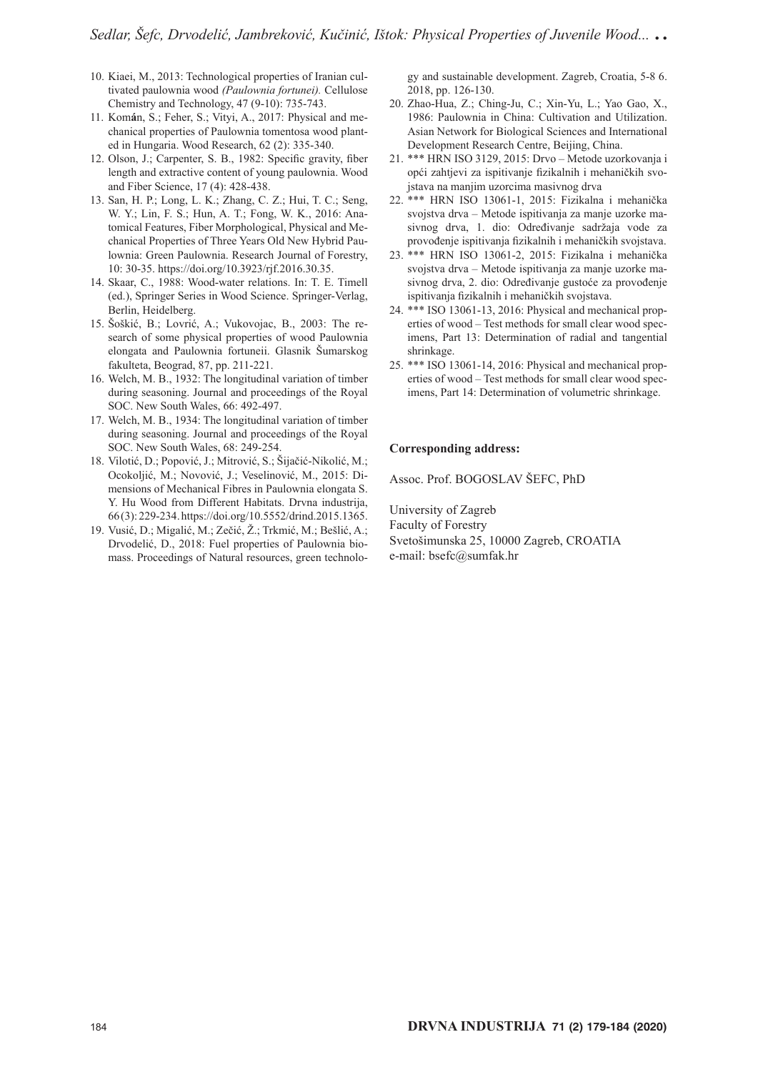10. Kiaei, M., 2013: Technological properties of Iranian cultivated paulownia wood *(Paulownia fortunei).* Cellulose Chemistry and Technology, 47 (9-10): 735-743.
11. Komán, S.; Feher, S.; Vityi, A., 2017: Physical and mechanical properties of Paulownia tomentosa wood planted in Hungaria. Wood Research, 62 (2): 335-340.
12. Olson, J.; Carpenter, S. B., 1982: Specific gravity, fiber length and extractive content of young paulownia. Wood and Fiber Science, 17 (4): 428-438.
13. San, H. P.; Long, L. K.; Zhang, C. Z.; Hui, T. C.; Seng, W. Y.; Lin, F. S.; Hun, A. T.; Fong, W. K., 2016: Anatomical Features, Fiber Morphological, Physical and Mechanical Properties of Three Years Old New Hybrid Paulownia: Green Paulownia. Research Journal of Forestry, 10: 30-35. https://doi.org/10.3923/rjf.2016.30.35.
14. Skaar, C., 1988: Wood-water relations. In: T. E. Timell (ed.), Springer Series in Wood Science. Springer-Verlag, Berlin, Heidelberg.
15. Šoškić, B.; Lovrić, A.; Vukovojac, B., 2003: The research of some physical properties of wood Paulownia elongata and Paulownia fortuneii. Glasnik Šumarskog fakulteta, Beograd, 87, pp. 211-221.
16. Welch, M. B., 1932: The longitudinal variation of timber during seasoning. Journal and proceedings of the Royal SOC. New South Wales, 66: 492-497.
17. Welch, M. B., 1934: The longitudinal variation of timber during seasoning. Journal and proceedings of the Royal SOC. New South Wales, 68: 249-254.
18. Vilotić, D.; Popović, J.; Mitrović, S.; Šijačić-Nikolić, M.; Ocokoljić, M.; Novović, J.; Veselinović, M., 2015: Dimensions of Mechanical Fibres in Paulownia elongata S. Y. Hu Wood from Different Habitats. Drvna industrija, 66(3): 229-234. https://doi.org/10.5552/drind.2015.1365.
19. Vusić, D.; Migalić, M.; Zečić, Ž.; Trkmić, M.; Bešlić, A.; Drvodelić, D., 2018: Fuel properties of Paulownia biomass. Proceedings of Natural resources, green technology and sustainable development. Zagreb, Croatia, 5-8 6. 2018, pp. 126-130.
20. Zhao-Hua, Z.; Ching-Ju, C.; Xin-Yu, L.; Yao Gao, X., 1986: Paulownia in China: Cultivation and Utilization. Asian Network for Biological Sciences and International Development Research Centre, Beijing, China.
21. *** HRN ISO 3129, 2015: Drvo – Metode uzorkovanja i opći zahtjevi za ispitivanje fizikalnih i mehaničkih svojstava na manjim uzorcima masivnog drva
22. *** HRN ISO 13061-1, 2015: Fizikalna i mehanička svojstva drva – Metode ispitivanja za manje uzorke masivnog drva, 1. dio: Određivanje sadržaja vode za provođenje ispitivanja fizikalnih i mehaničkih svojstava.
23. *** HRN ISO 13061-2, 2015: Fizikalna i mehanička svojstva drva – Metode ispitivanja za manje uzorke masivnog drva, 2. dio: Određivanje gustoće za provođenje ispitivanja fizikalnih i mehaničkih svojstava.
24. *** ISO 13061-13, 2016: Physical and mechanical properties of wood – Test methods for small clear wood specimens, Part 13: Determination of radial and tangential shrinkage.
25. *** ISO 13061-14, 2016: Physical and mechanical properties of wood – Test methods for small clear wood specimens, Part 14: Determination of volumetric shrinkage.

**Corresponding address:**

Assoc. Prof. BOGOSLAV ŠEFC, PhD

University of Zagreb
Faculty of Forestry
Svetošimunska 25, 10000 Zagreb, CROATIA
e-mail: bsefc@sumfak.hr